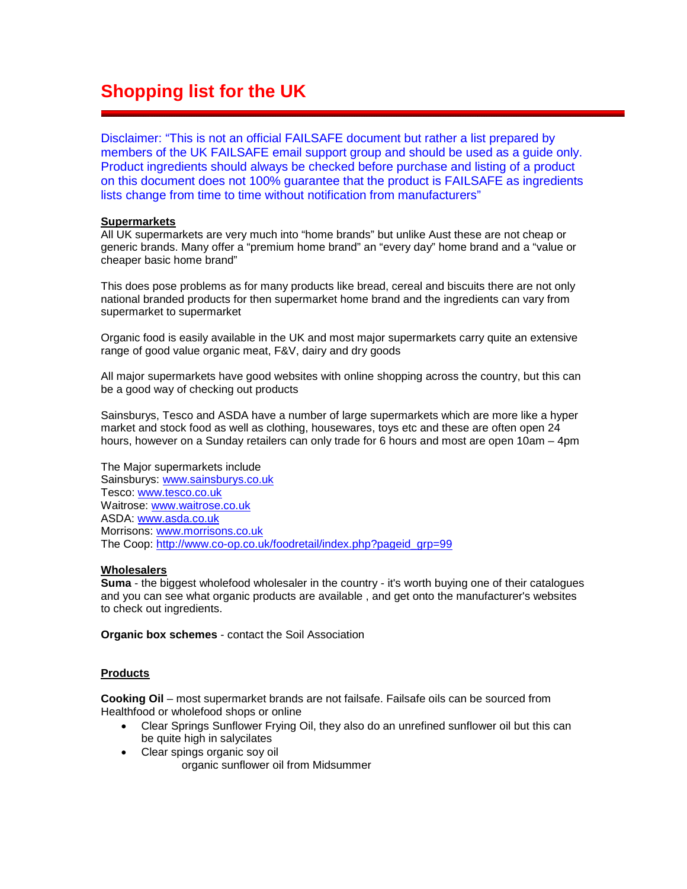# Shopping list for the UK

Disclaimer: "This is not an official FAILSAFE document but rather a list prepared by members of the UK FAILSAFE email support group and should be used as a guide only. Product ingredients should always be checked before purchase and listing of a product on this document does not 100% guarantee that the product is FAILSAFE as ingredients lists change from time to time without notification from manufacturers"

**Supermarkets**

All UK supermarkets are very much into "home brands" but unlike Aust these are not cheap or generic brands. Many offer a "premium home brand" an "every day" home brand and a "value or cheaper basic home brand"

This does pose problems as for many products like bread, cereal and biscuits there are not only national branded products for then supermarket home brand and the ingredients can vary from supermarket to supermarket

Organic food is easily available in the UK and most major supermarkets carry quite an extensive range of good value organic meat, F&V, dairy and dry goods

All major supermarkets have good websites with online shopping across the country, but this can be a good way of checking out products

Sainsburys, Tesco and ASDA have a number of large supermarkets which are more like a hyper market and stock food as well as clothing, housewares, toys etc and these are often open 24 hours, however on a Sunday retailers can only trade for 6 hours and most are open 10am – 4pm

The Major supermarkets include
Sainsburys: www.sainsburys.co.uk
Tesco: www.tesco.co.uk
Waitrose: www.waitrose.co.uk
ASDA: www.asda.co.uk
Morrisons: www.morrisons.co.uk
The Coop: http://www.co-op.co.uk/foodretail/index.php?pageid_grp=99

**Wholesalers**

**Suma** - the biggest wholefood wholesaler in the country - it's worth buying one of their catalogues and you can see what organic products are available , and get onto the manufacturer's websites to check out ingredients.

**Organic box schemes** - contact the Soil Association

**Products**

**Cooking Oil** – most supermarket brands are not failsafe. Failsafe oils can be sourced from Healthfood or wholefood shops or online

- Clear Springs Sunflower Frying Oil, they also do an unrefined sunflower oil but this can be quite high in salycilates
- Clear spings organic soy oil
  organic sunflower oil from Midsummer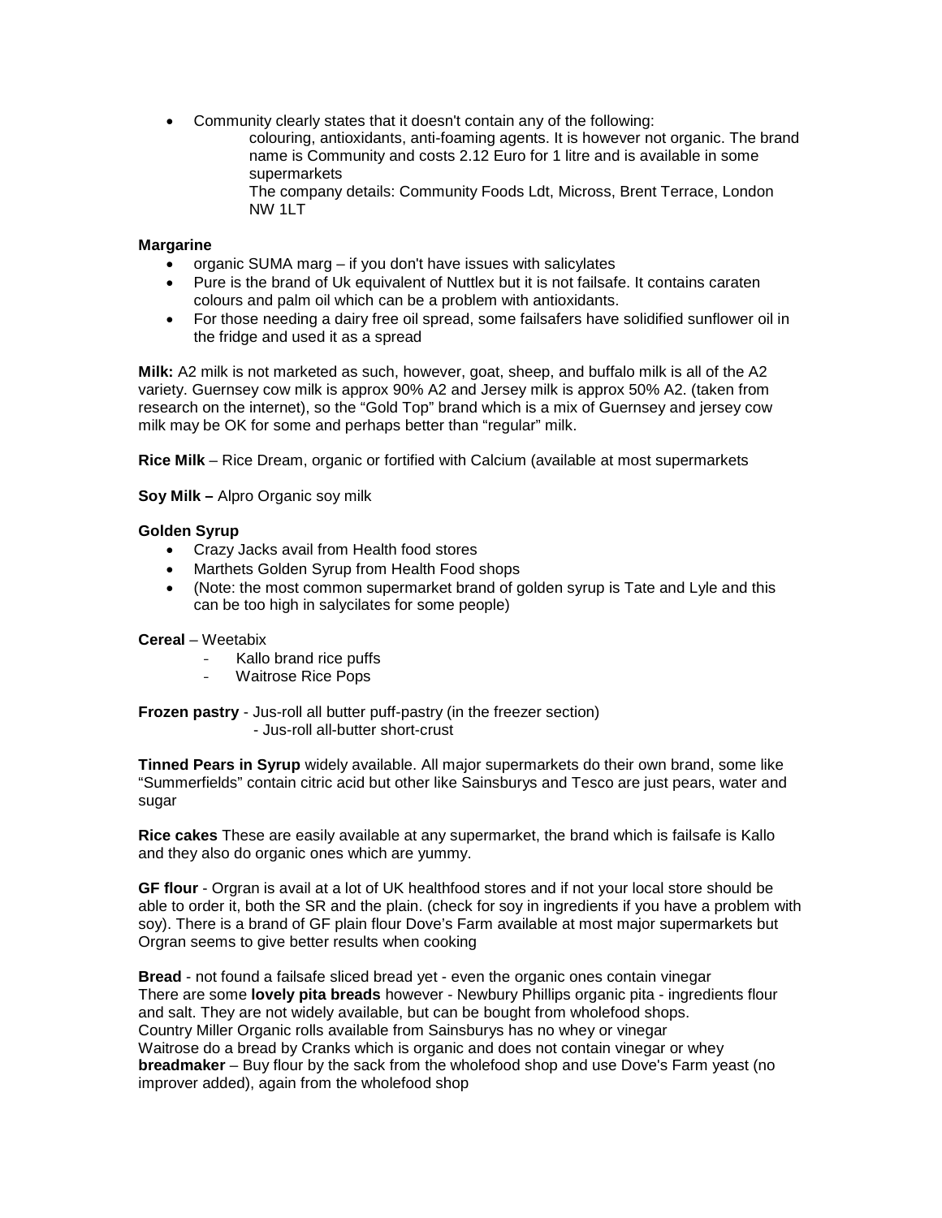- Community clearly states that it doesn't contain any of the following:

  colouring, antioxidants, anti-foaming agents. It is however not organic. The brand name is Community and costs 2.12 Euro for 1 litre and is available in some supermarkets

  The company details: Community Foods Ldt, Micross, Brent Terrace, London NW 1LT

**Margarine**

- organic SUMA marg – if you don't have issues with salicylates
- Pure is the brand of Uk equivalent of Nuttlex but it is not failsafe. It contains caraten colours and palm oil which can be a problem with antioxidants.
- For those needing a dairy free oil spread, some failsafers have solidified sunflower oil in the fridge and used it as a spread

**Milk:** A2 milk is not marketed as such, however, goat, sheep, and buffalo milk is all of the A2 variety. Guernsey cow milk is approx 90% A2 and Jersey milk is approx 50% A2. (taken from research on the internet), so the "Gold Top" brand which is a mix of Guernsey and jersey cow milk may be OK for some and perhaps better than "regular" milk.

**Rice Milk** – Rice Dream, organic or fortified with Calcium (available at most supermarkets

**Soy Milk –** Alpro Organic soy milk

**Golden Syrup**

- Crazy Jacks avail from Health food stores
- Marthets Golden Syrup from Health Food shops
- (Note: the most common supermarket brand of golden syrup is Tate and Lyle and this can be too high in salycilates for some people)

**Cereal** – Weetabix

- Kallo brand rice puffs
- Waitrose Rice Pops

**Frozen pastry** - Jus-roll all butter puff-pastry (in the freezer section)
- Jus-roll all-butter short-crust

**Tinned Pears in Syrup** widely available. All major supermarkets do their own brand, some like "Summerfields" contain citric acid but other like Sainsburys and Tesco are just pears, water and sugar

**Rice cakes** These are easily available at any supermarket, the brand which is failsafe is Kallo and they also do organic ones which are yummy.

**GF flour** - Orgran is avail at a lot of UK healthfood stores and if not your local store should be able to order it, both the SR and the plain. (check for soy in ingredients if you have a problem with soy). There is a brand of GF plain flour Dove's Farm available at most major supermarkets but Orgran seems to give better results when cooking

**Bread** - not found a failsafe sliced bread yet - even the organic ones contain vinegar
There are some **lovely pita breads** however - Newbury Phillips organic pita - ingredients flour and salt. They are not widely available, but can be bought from wholefood shops.
Country Miller Organic rolls available from Sainsburys has no whey or vinegar
Waitrose do a bread by Cranks which is organic and does not contain vinegar or whey
**breadmaker** – Buy flour by the sack from the wholefood shop and use Dove's Farm yeast (no improver added), again from the wholefood shop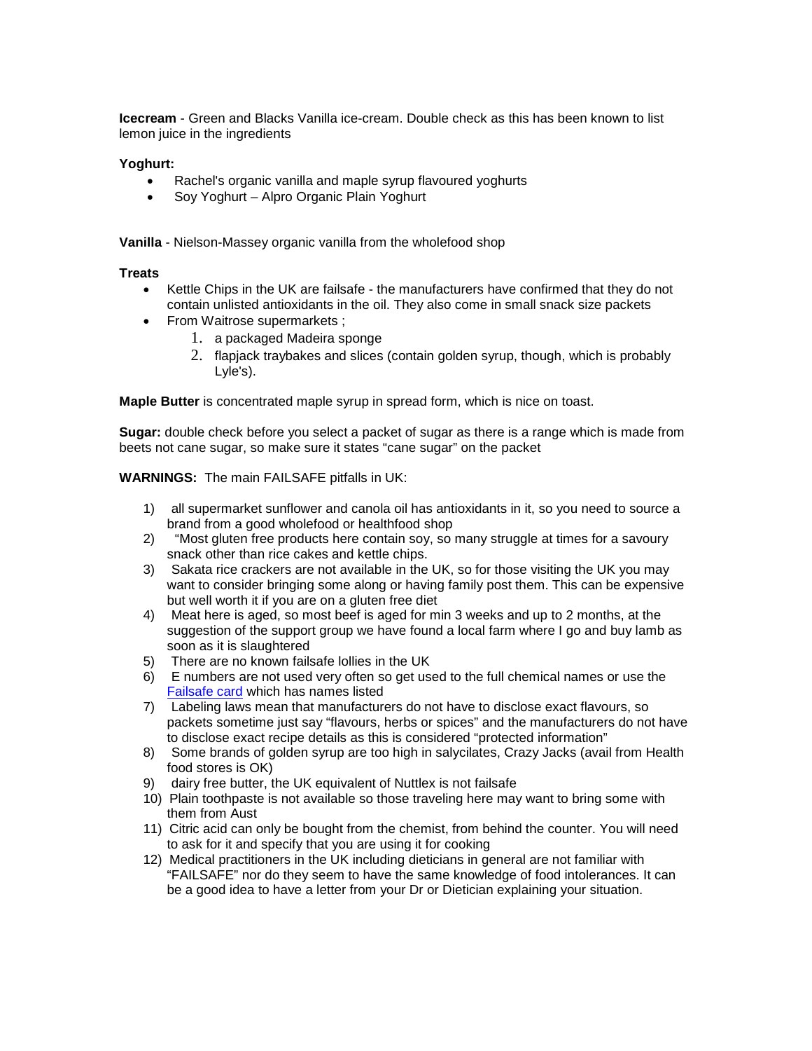**Icecream** - Green and Blacks Vanilla ice-cream. Double check as this has been known to list lemon juice in the ingredients

**Yoghurt:**

- Rachel's organic vanilla and maple syrup flavoured yoghurts
- Soy Yoghurt – Alpro Organic Plain Yoghurt

**Vanilla** - Nielson-Massey organic vanilla from the wholefood shop

**Treats**

- Kettle Chips in the UK are failsafe - the manufacturers have confirmed that they do not contain unlisted antioxidants in the oil. They also come in small snack size packets
- From Waitrose supermarkets ;
    1. a packaged Madeira sponge
    2. flapjack traybakes and slices (contain golden syrup, though, which is probably Lyle's).

**Maple Butter** is concentrated maple syrup in spread form, which is nice on toast.

**Sugar:** double check before you select a packet of sugar as there is a range which is made from beets not cane sugar, so make sure it states "cane sugar" on the packet

**WARNINGS:** The main FAILSAFE pitfalls in UK:

1) all supermarket sunflower and canola oil has antioxidants in it, so you need to source a brand from a good wholefood or healthfood shop
2) "Most gluten free products here contain soy, so many struggle at times for a savoury snack other than rice cakes and kettle chips.
3) Sakata rice crackers are not available in the UK, so for those visiting the UK you may want to consider bringing some along or having family post them. This can be expensive but well worth it if you are on a gluten free diet
4) Meat here is aged, so most beef is aged for min 3 weeks and up to 2 months, at the suggestion of the support group we have found a local farm where I go and buy lamb as soon as it is slaughtered
5) There are no known failsafe lollies in the UK
6) E numbers are not used very often so get used to the full chemical names or use the [Failsafe card] which has names listed
7) Labeling laws mean that manufacturers do not have to disclose exact flavours, so packets sometime just say "flavours, herbs or spices" and the manufacturers do not have to disclose exact recipe details as this is considered "protected information"
8) Some brands of golden syrup are too high in salycilates, Crazy Jacks (avail from Health food stores is OK)
9) dairy free butter, the UK equivalent of Nuttlex is not failsafe
10) Plain toothpaste is not available so those traveling here may want to bring some with them from Aust
11) Citric acid can only be bought from the chemist, from behind the counter. You will need to ask for it and specify that you are using it for cooking
12) Medical practitioners in the UK including dieticians in general are not familiar with "FAILSAFE" nor do they seem to have the same knowledge of food intolerances. It can be a good idea to have a letter from your Dr or Dietician explaining your situation.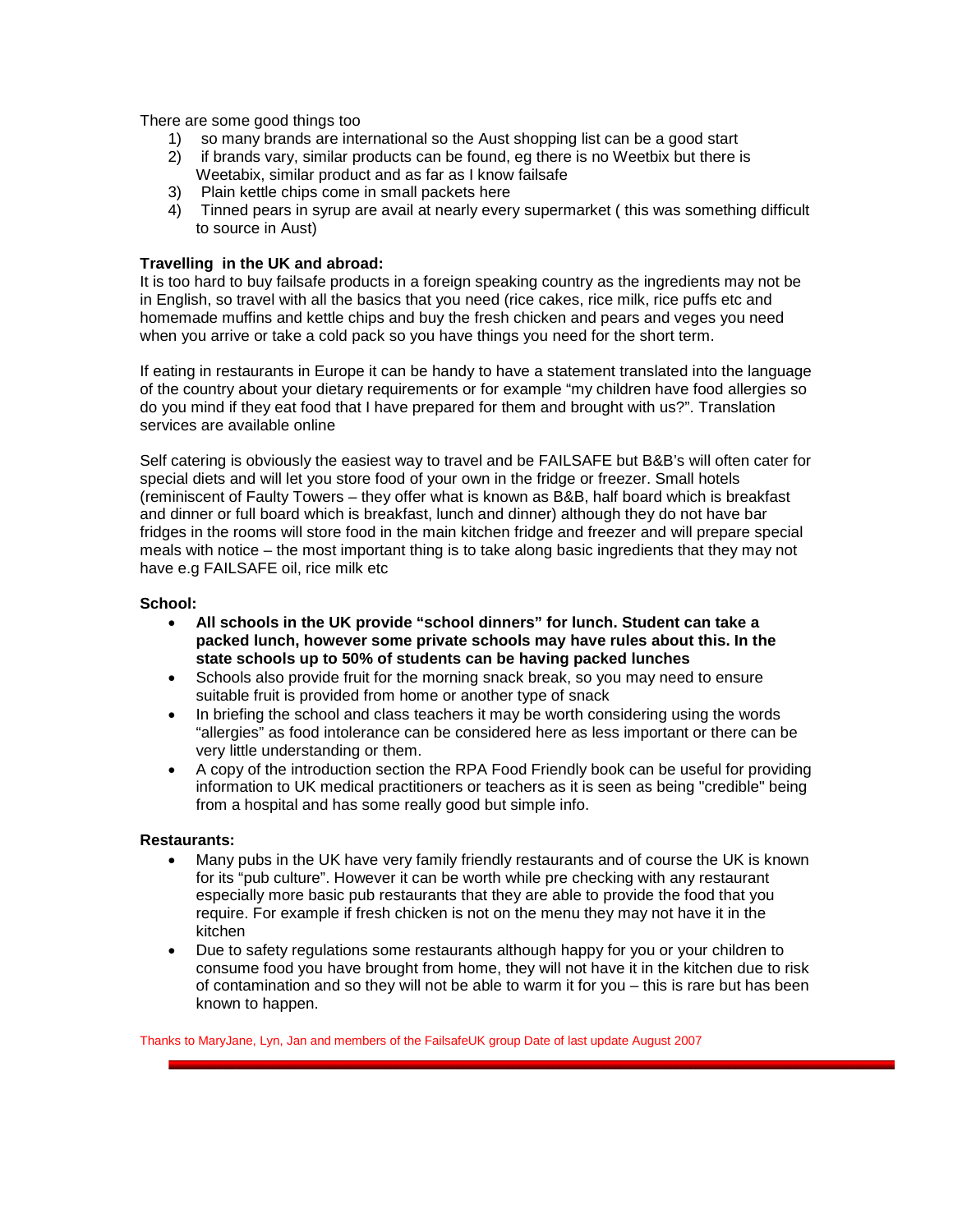There are some good things too

1) so many brands are international so the Aust shopping list can be a good start
2) if brands vary, similar products can be found, eg there is no Weetbix but there is Weetabix, similar product and as far as I know failsafe
3) Plain kettle chips come in small packets here
4) Tinned pears in syrup are avail at nearly every supermarket ( this was something difficult to source in Aust)

**Travelling in the UK and abroad:**

It is too hard to buy failsafe products in a foreign speaking country as the ingredients may not be in English, so travel with all the basics that you need (rice cakes, rice milk, rice puffs etc and homemade muffins and kettle chips and buy the fresh chicken and pears and veges you need when you arrive or take a cold pack so you have things you need for the short term.

If eating in restaurants in Europe it can be handy to have a statement translated into the language of the country about your dietary requirements or for example "my children have food allergies so do you mind if they eat food that I have prepared for them and brought with us?". Translation services are available online

Self catering is obviously the easiest way to travel and be FAILSAFE but B&B's will often cater for special diets and will let you store food of your own in the fridge or freezer. Small hotels (reminiscent of Faulty Towers – they offer what is known as B&B, half board which is breakfast and dinner or full board which is breakfast, lunch and dinner) although they do not have bar fridges in the rooms will store food in the main kitchen fridge and freezer and will prepare special meals with notice – the most important thing is to take along basic ingredients that they may not have e.g FAILSAFE oil, rice milk etc

**School:**

- **All schools in the UK provide "school dinners" for lunch. Student can take a packed lunch, however some private schools may have rules about this. In the state schools up to 50% of students can be having packed lunches**
- Schools also provide fruit for the morning snack break, so you may need to ensure suitable fruit is provided from home or another type of snack
- In briefing the school and class teachers it may be worth considering using the words "allergies" as food intolerance can be considered here as less important or there can be very little understanding or them.
- A copy of the introduction section the RPA Food Friendly book can be useful for providing information to UK medical practitioners or teachers as it is seen as being "credible" being from a hospital and has some really good but simple info.

**Restaurants:**

- Many pubs in the UK have very family friendly restaurants and of course the UK is known for its "pub culture". However it can be worth while pre checking with any restaurant especially more basic pub restaurants that they are able to provide the food that you require. For example if fresh chicken is not on the menu they may not have it in the kitchen
- Due to safety regulations some restaurants although happy for you or your children to consume food you have brought from home, they will not have it in the kitchen due to risk of contamination and so they will not be able to warm it for you – this is rare but has been known to happen.

Thanks to MaryJane, Lyn, Jan and members of the FailsafeUK group Date of last update August 2007